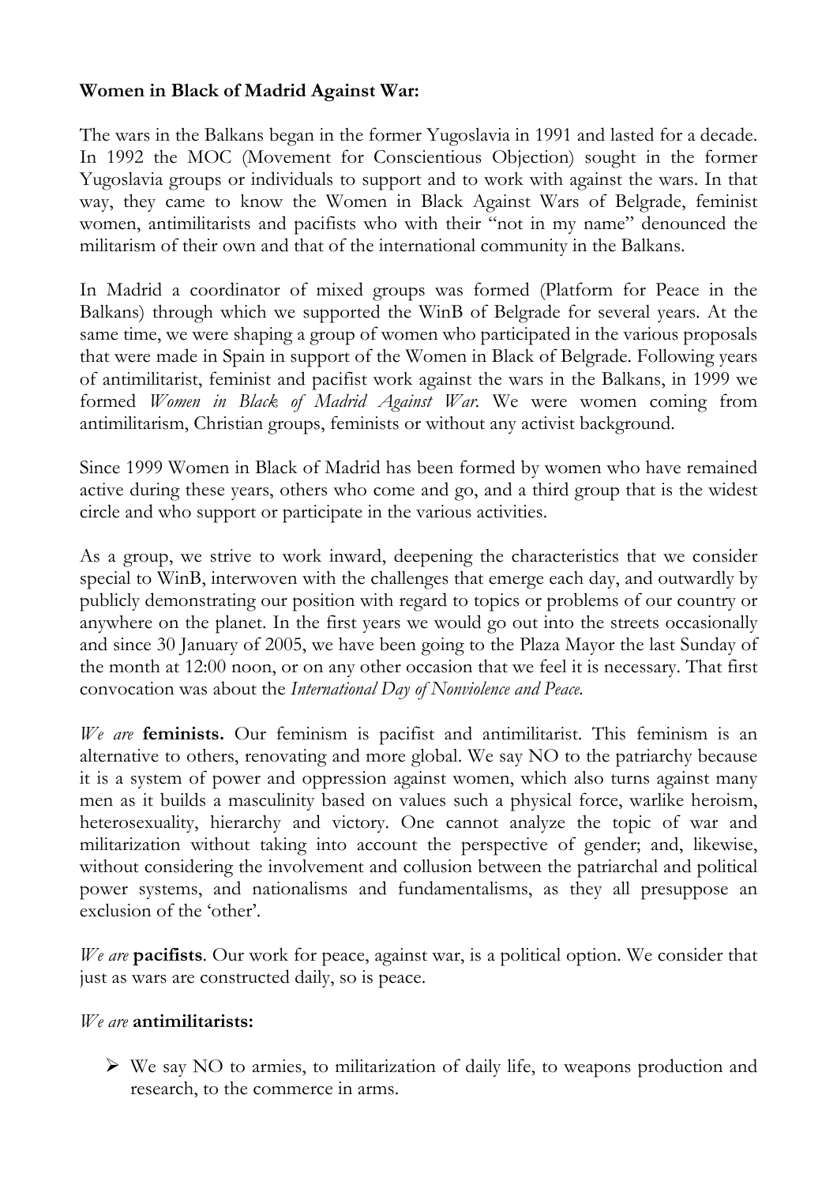**Women in Black of Madrid Against War:**

The wars in the Balkans began in the former Yugoslavia in 1991 and lasted for a decade. In 1992 the MOC (Movement for Conscientious Objection) sought in the former Yugoslavia groups or individuals to support and to work with against the wars. In that way, they came to know the Women in Black Against Wars of Belgrade, feminist women, antimilitarists and pacifists who with their "not in my name" denounced the militarism of their own and that of the international community in the Balkans.

In Madrid a coordinator of mixed groups was formed (Platform for Peace in the Balkans) through which we supported the WinB of Belgrade for several years. At the same time, we were shaping a group of women who participated in the various proposals that were made in Spain in support of the Women in Black of Belgrade. Following years of antimilitarist, feminist and pacifist work against the wars in the Balkans, in 1999 we formed *Women in Black of Madrid Against War*. We were women coming from antimilitarism, Christian groups, feminists or without any activist background.

Since 1999 Women in Black of Madrid has been formed by women who have remained active during these years, others who come and go, and a third group that is the widest circle and who support or participate in the various activities.

As a group, we strive to work inward, deepening the characteristics that we consider special to WinB, interwoven with the challenges that emerge each day, and outwardly by publicly demonstrating our position with regard to topics or problems of our country or anywhere on the planet. In the first years we would go out into the streets occasionally and since 30 January of 2005, we have been going to the Plaza Mayor the last Sunday of the month at 12:00 noon, or on any other occasion that we feel it is necessary. That first convocation was about the *International Day of Nonviolence and Peace.*

*We are* **feminists.** Our feminism is pacifist and antimilitarist. This feminism is an alternative to others, renovating and more global. We say NO to the patriarchy because it is a system of power and oppression against women, which also turns against many men as it builds a masculinity based on values such a physical force, warlike heroism, heterosexuality, hierarchy and victory. One cannot analyze the topic of war and militarization without taking into account the perspective of gender; and, likewise, without considering the involvement and collusion between the patriarchal and political power systems, and nationalisms and fundamentalisms, as they all presuppose an exclusion of the 'other'.

*We are* **pacifists**. Our work for peace, against war, is a political option. We consider that just as wars are constructed daily, so is peace.

*We are* **antimilitarists:**

- We say NO to armies, to militarization of daily life, to weapons production and research, to the commerce in arms.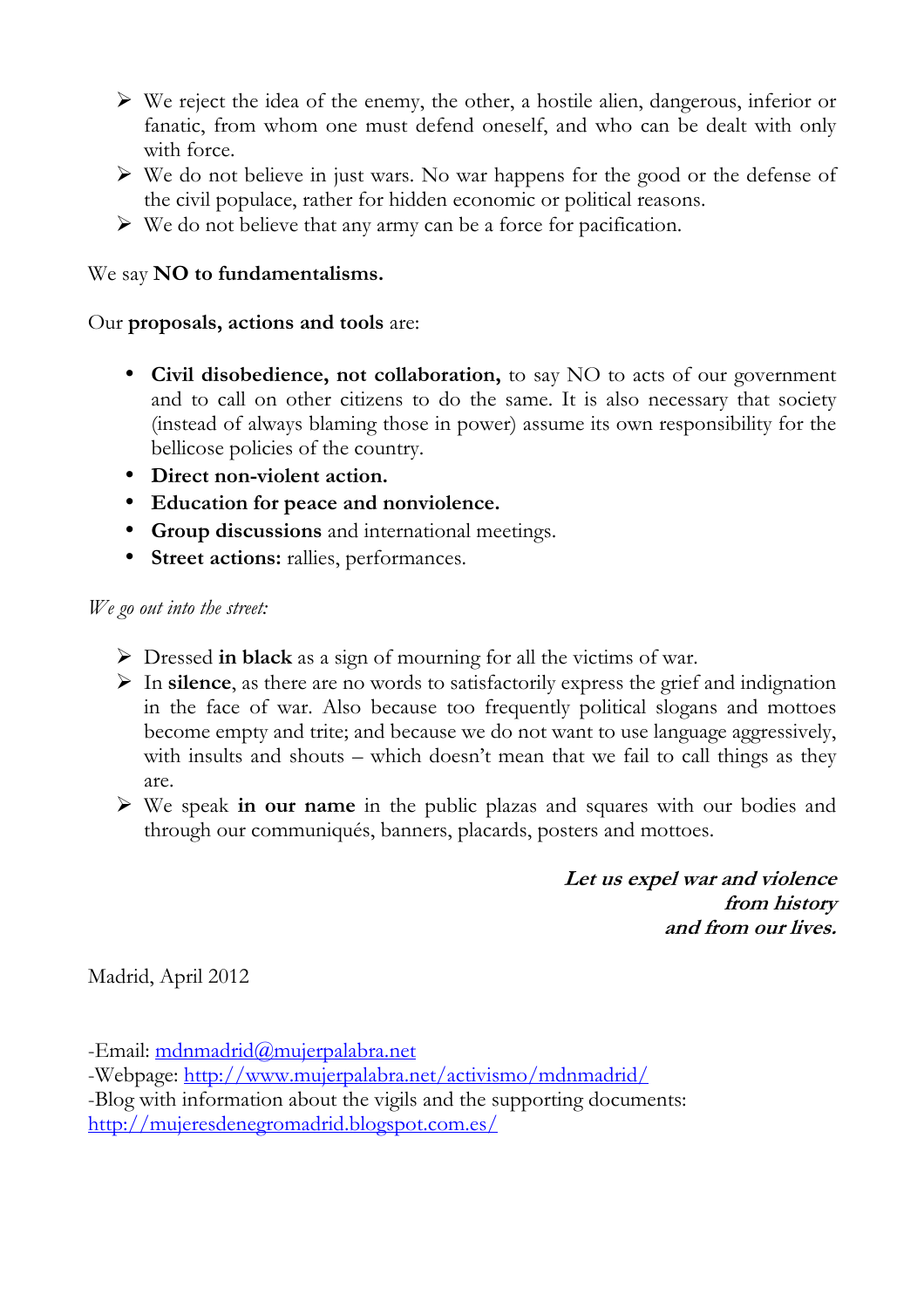- We reject the idea of the enemy, the other, a hostile alien, dangerous, inferior or fanatic, from whom one must defend oneself, and who can be dealt with only with force.
- We do not believe in just wars. No war happens for the good or the defense of the civil populace, rather for hidden economic or political reasons.
- We do not believe that any army can be a force for pacification.

We say **NO to fundamentalisms.**

Our **proposals, actions and tools** are:

- **Civil disobedience, not collaboration,** to say NO to acts of our government and to call on other citizens to do the same. It is also necessary that society (instead of always blaming those in power) assume its own responsibility for the bellicose policies of the country.
- **Direct non-violent action.**
- **Education for peace and nonviolence.**
- **Group discussions** and international meetings.
- **Street actions:** rallies, performances.

*We go out into the street:*

- Dressed **in black** as a sign of mourning for all the victims of war.
- In **silence**, as there are no words to satisfactorily express the grief and indignation in the face of war. Also because too frequently political slogans and mottoes become empty and trite; and because we do not want to use language aggressively, with insults and shouts – which doesn't mean that we fail to call things as they are.
- We speak **in our name** in the public plazas and squares with our bodies and through our communiqués, banners, placards, posters and mottoes.

***Let us expel war and violence***
***from history***
***and from our lives.***

Madrid, April 2012

-Email: mdnmadrid@mujerpalabra.net
-Webpage: http://www.mujerpalabra.net/activismo/mdnmadrid/
-Blog with information about the vigils and the supporting documents:
http://mujeresdenegromadrid.blogspot.com.es/